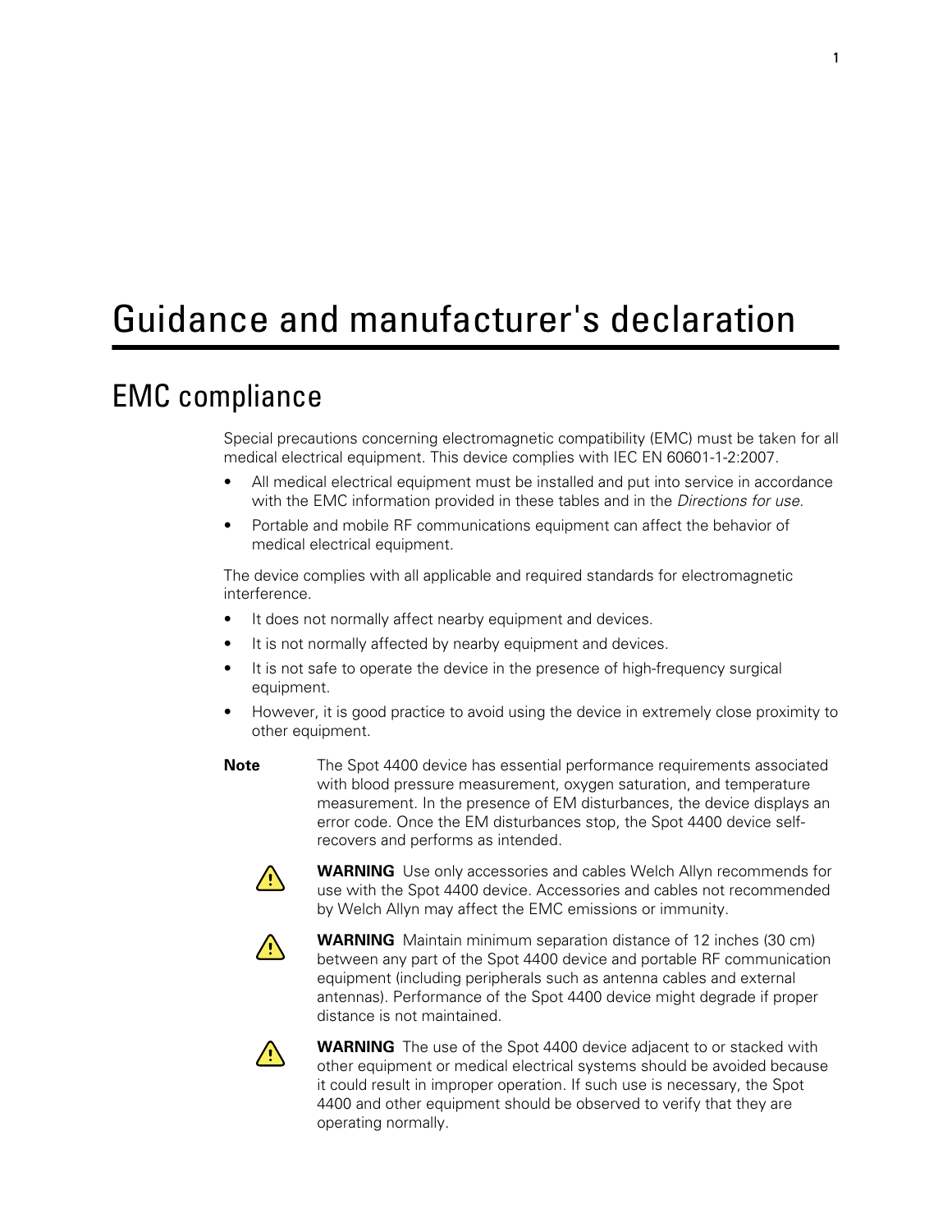# Guidance and manufacturer's declaration

## EMC compliance

Special precautions concerning electromagnetic compatibility (EMC) must be taken for all medical electrical equipment. This device complies with IEC EN 60601-1-2:2007.

- All medical electrical equipment must be installed and put into service in accordance with the EMC information provided in these tables and in the *Directions for use.*
- Portable and mobile RF communications equipment can affect the behavior of medical electrical equipment.

The device complies with all applicable and required standards for electromagnetic interference.

- It does not normally affect nearby equipment and devices.
- It is not normally affected by nearby equipment and devices.
- It is not safe to operate the device in the presence of high-frequency surgical equipment.
- However, it is good practice to avoid using the device in extremely close proximity to other equipment.

**Note** The Spot 4400 device has essential performance requirements associated with blood pressure measurement, oxygen saturation, and temperature measurement. In the presence of EM disturbances, the device displays an error code. Once the EM disturbances stop, the Spot 4400 device self-recovers and performs as intended.

**WARNING** Use only accessories and cables Welch Allyn recommends for use with the Spot 4400 device. Accessories and cables not recommended by Welch Allyn may affect the EMC emissions or immunity.

**WARNING** Maintain minimum separation distance of 12 inches (30 cm) between any part of the Spot 4400 device and portable RF communication equipment (including peripherals such as antenna cables and external antennas). Performance of the Spot 4400 device might degrade if proper distance is not maintained.

**WARNING** The use of the Spot 4400 device adjacent to or stacked with other equipment or medical electrical systems should be avoided because it could result in improper operation. If such use is necessary, the Spot 4400 and other equipment should be observed to verify that they are operating normally.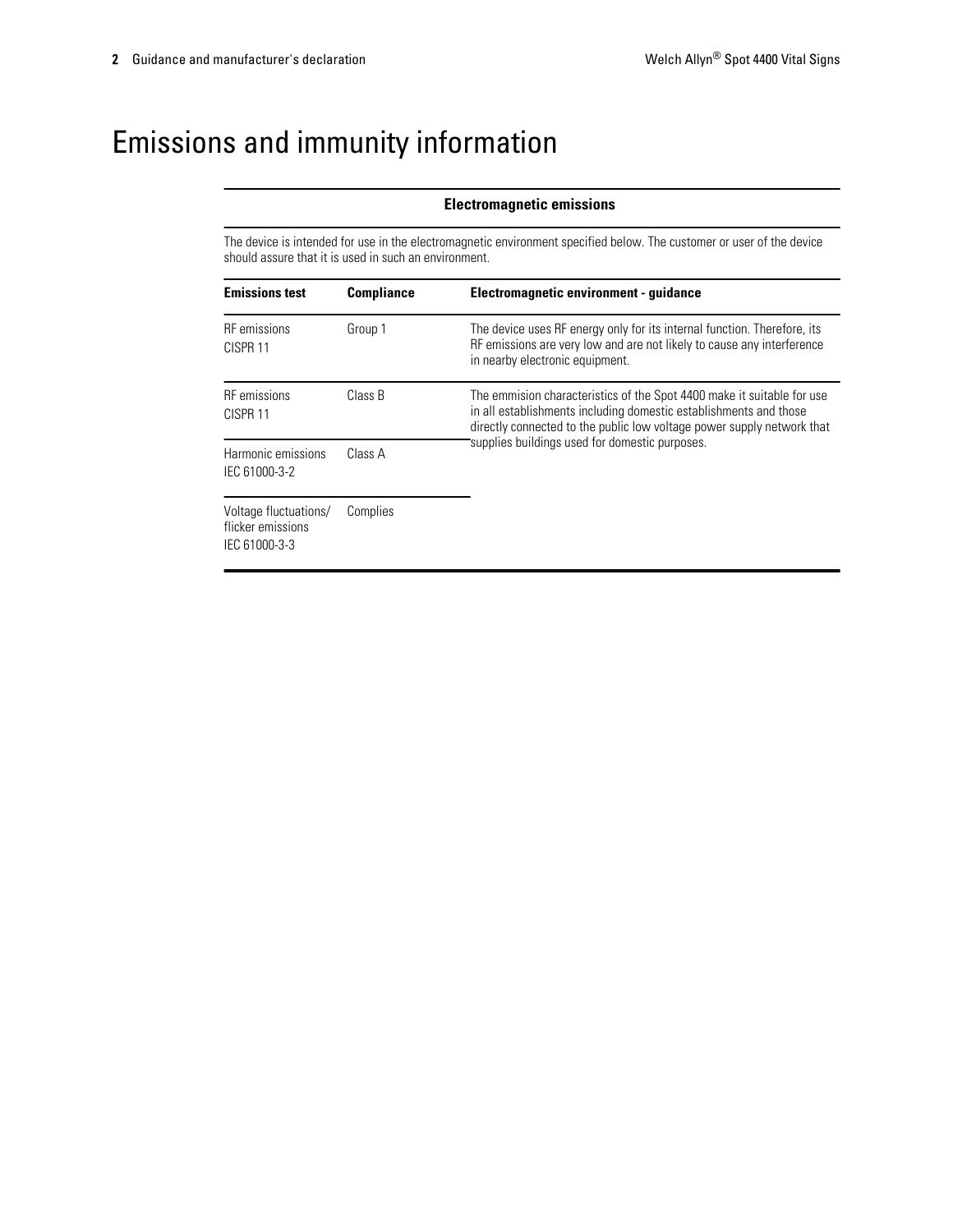# Emissions and immunity information

**Electromagnetic emissions**

The device is intended for use in the electromagnetic environment specified below. The customer or user of the device should assure that it is used in such an environment.

| Emissions test | Compliance | Electromagnetic environment - guidance |
|---|---|---|
| RF emissions CISPR 11 | Group 1 | The device uses RF energy only for its internal function. Therefore, its RF emissions are very low and are not likely to cause any interference in nearby electronic equipment. |
| RF emissions CISPR 11 | Class B | The emmision characteristics of the Spot 4400 make it suitable for use in all establishments including domestic establishments and those directly connected to the public low voltage power supply network that supplies buildings used for domestic purposes. |
| Harmonic emissions IEC 61000-3-2 | Class A | |
| Voltage fluctuations/ flicker emissions IEC 61000-3-3 | Complies | |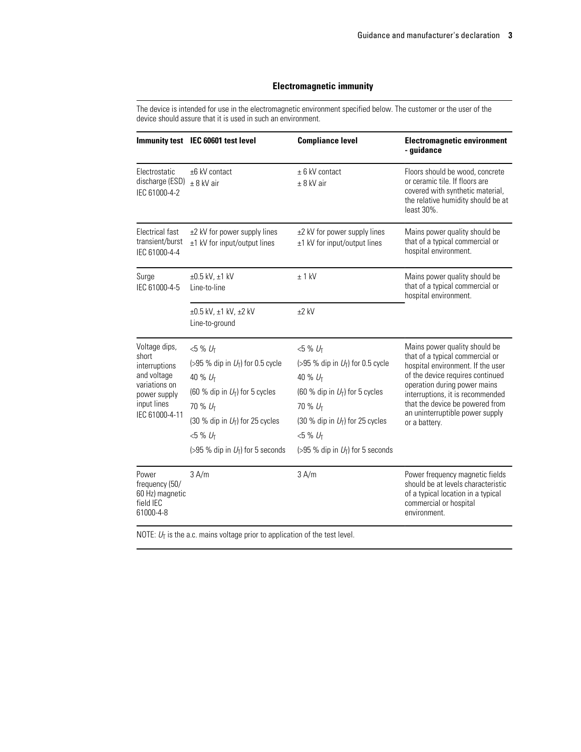## Electromagnetic immunity

The device is intended for use in the electromagnetic environment specified below. The customer or the user of the device should assure that it is used in such an environment.

| Immunity test | IEC 60601 test level | Compliance level | Electromagnetic environment - guidance |
|---|---|---|---|
| Electrostatic discharge (ESD) IEC 61000-4-2 | ±6 kV contact<br>± 8 kV air | ± 6 kV contact<br>± 8 kV air | Floors should be wood, concrete or ceramic tile. If floors are covered with synthetic material, the relative humidity should be at least 30%. |
| Electrical fast transient/burst IEC 61000-4-4 | ±2 kV for power supply lines<br>±1 kV for input/output lines | ±2 kV for power supply lines<br>±1 kV for input/output lines | Mains power quality should be that of a typical commercial or hospital environment. |
| Surge IEC 61000-4-5 | ±0.5 kV, ±1 kV<br>Line-to-line | ± 1 kV | Mains power quality should be that of a typical commercial or hospital environment. |
| | ±0.5 kV, ±1 kV, ±2 kV<br>Line-to-ground | ±2 kV | |
| Voltage dips, short interruptions and voltage variations on power supply input lines IEC 61000-4-11 | <5 % $U_T$<br>(>95 % dip in $U_T$) for 0.5 cycle<br>40 % $U_T$<br>(60 % dip in $U_T$) for 5 cycles<br>70 % $U_T$<br>(30 % dip in $U_T$) for 25 cycles<br><5 % $U_T$<br>(>95 % dip in $U_T$) for 5 seconds | <5 % $U_T$<br>(>95 % dip in $U_T$) for 0.5 cycle<br>40 % $U_T$<br>(60 % dip in $U_T$) for 5 cycles<br>70 % $U_T$<br>(30 % dip in $U_T$) for 25 cycles<br><5 % $U_T$<br>(>95 % dip in $U_T$) for 5 seconds | Mains power quality should be that of a typical commercial or hospital environment. If the user of the device requires continued operation during power mains interruptions, it is recommended that the device be powered from an uninterruptible power supply or a battery. |
| Power frequency (50/60 Hz) magnetic field IEC 61000-4-8 | 3 A/m | 3 A/m | Power frequency magnetic fields should be at levels characteristic of a typical location in a typical commercial or hospital environment. |

NOTE: $U_T$ is the a.c. mains voltage prior to application of the test level.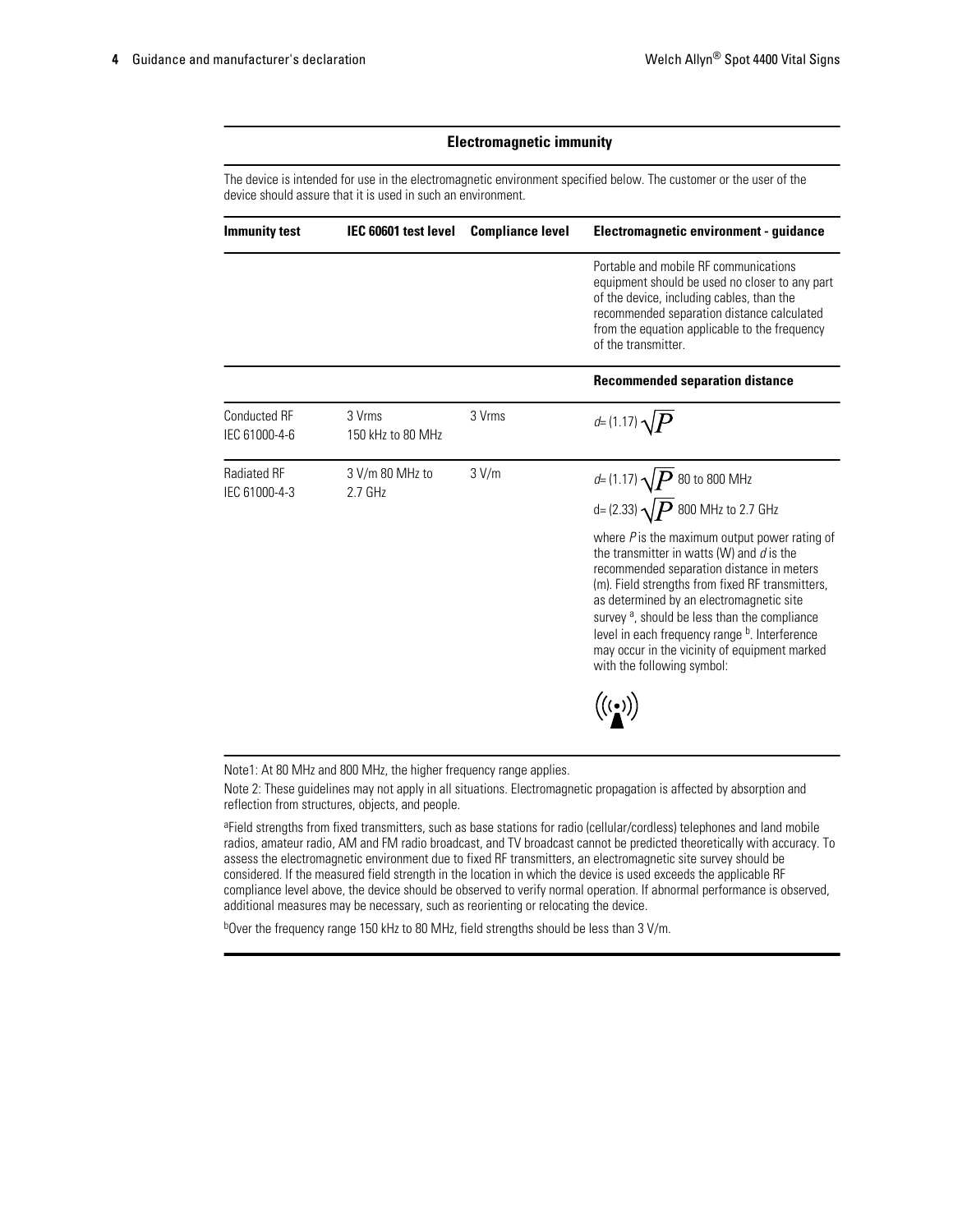## Electromagnetic immunity

The device is intended for use in the electromagnetic environment specified below. The customer or the user of the device should assure that it is used in such an environment.

| Immunity test | IEC 60601 test level | Compliance level | Electromagnetic environment - guidance |
|---|---|---|---|
| | | | Portable and mobile RF communications equipment should be used no closer to any part of the device, including cables, than the recommended separation distance calculated from the equation applicable to the frequency of the transmitter. |
| | | | **Recommended separation distance** |
| Conducted RF IEC 61000-4-6 | 3 Vrms 150 kHz to 80 MHz | 3 Vrms | $d = (1.17)\sqrt{P}$ |
| Radiated RF IEC 61000-4-3 | 3 V/m 80 MHz to 2.7 GHz | 3 V/m | $d = (1.17)\sqrt{P}$ 80 to 800 MHz<br>$d = (2.33)\sqrt{P}$ 800 MHz to 2.7 GHz<br>where $P$ is the maximum output power rating of the transmitter in watts (W) and $d$ is the recommended separation distance in meters (m). Field strengths from fixed RF transmitters, as determined by an electromagnetic site survey [a], should be less than the compliance level in each frequency range [b]. Interference may occur in the vicinity of equipment marked with the following symbol: ((•)) |

Note1: At 80 MHz and 800 MHz, the higher frequency range applies.

Note 2: These guidelines may not apply in all situations. Electromagnetic propagation is affected by absorption and reflection from structures, objects, and people.

[a]Field strengths from fixed transmitters, such as base stations for radio (cellular/cordless) telephones and land mobile radios, amateur radio, AM and FM radio broadcast, and TV broadcast cannot be predicted theoretically with accuracy. To assess the electromagnetic environment due to fixed RF transmitters, an electromagnetic site survey should be considered. If the measured field strength in the location in which the device is used exceeds the applicable RF compliance level above, the device should be observed to verify normal operation. If abnormal performance is observed, additional measures may be necessary, such as reorienting or relocating the device.

[b]Over the frequency range 150 kHz to 80 MHz, field strengths should be less than 3 V/m.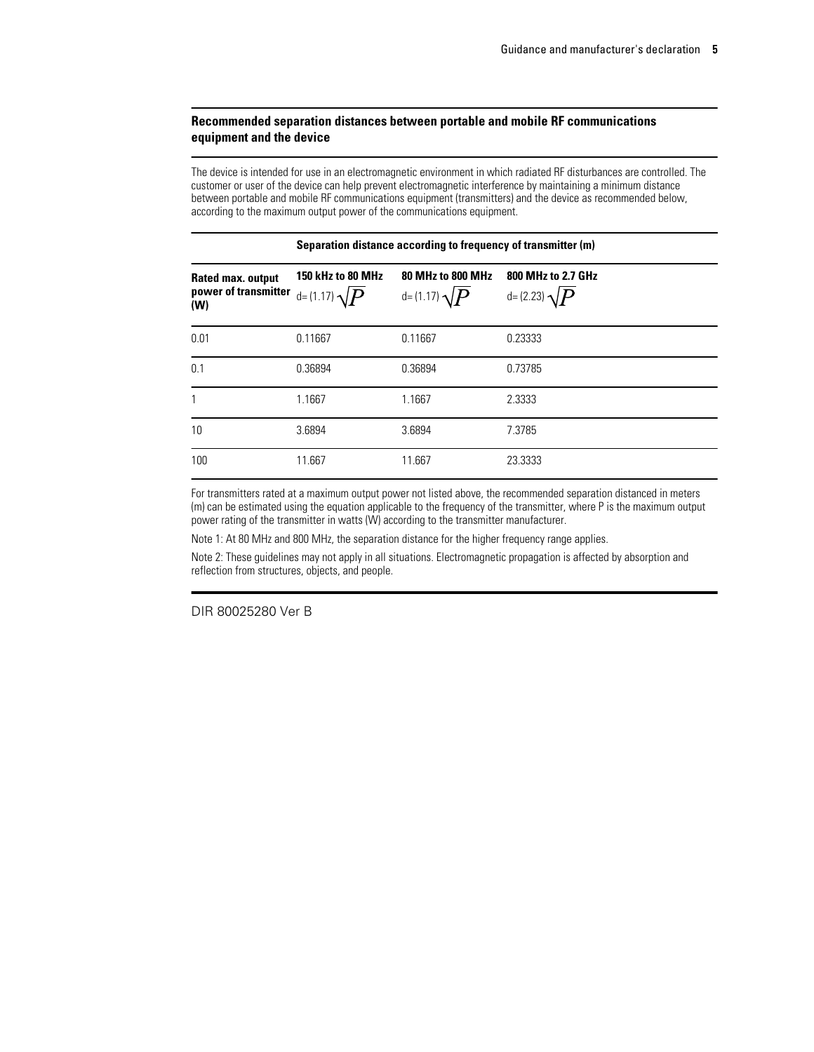### Recommended separation distances between portable and mobile RF communications equipment and the device

The device is intended for use in an electromagnetic environment in which radiated RF disturbances are controlled. The customer or user of the device can help prevent electromagnetic interference by maintaining a minimum distance between portable and mobile RF communications equipment (transmitters) and the device as recommended below, according to the maximum output power of the communications equipment.

| | Separation distance according to frequency of transmitter (m) | | |
|---|---|---|---|
| **Rated max. output power of transmitter (W)** | **150 kHz to 80 MHz** $d = (1.17)\sqrt{P}$ | **80 MHz to 800 MHz** $d = (1.17)\sqrt{P}$ | **800 MHz to 2.7 GHz** $d = (2.23)\sqrt{P}$ |
| 0.01 | 0.11667 | 0.11667 | 0.23333 |
| 0.1 | 0.36894 | 0.36894 | 0.73785 |
| 1 | 1.1667 | 1.1667 | 2.3333 |
| 10 | 3.6894 | 3.6894 | 7.3785 |
| 100 | 11.667 | 11.667 | 23.3333 |

For transmitters rated at a maximum output power not listed above, the recommended separation distanced in meters (m) can be estimated using the equation applicable to the frequency of the transmitter, where P is the maximum output power rating of the transmitter in watts (W) according to the transmitter manufacturer.

Note 1: At 80 MHz and 800 MHz, the separation distance for the higher frequency range applies.

Note 2: These guidelines may not apply in all situations. Electromagnetic propagation is affected by absorption and reflection from structures, objects, and people.

DIR 80025280 Ver B